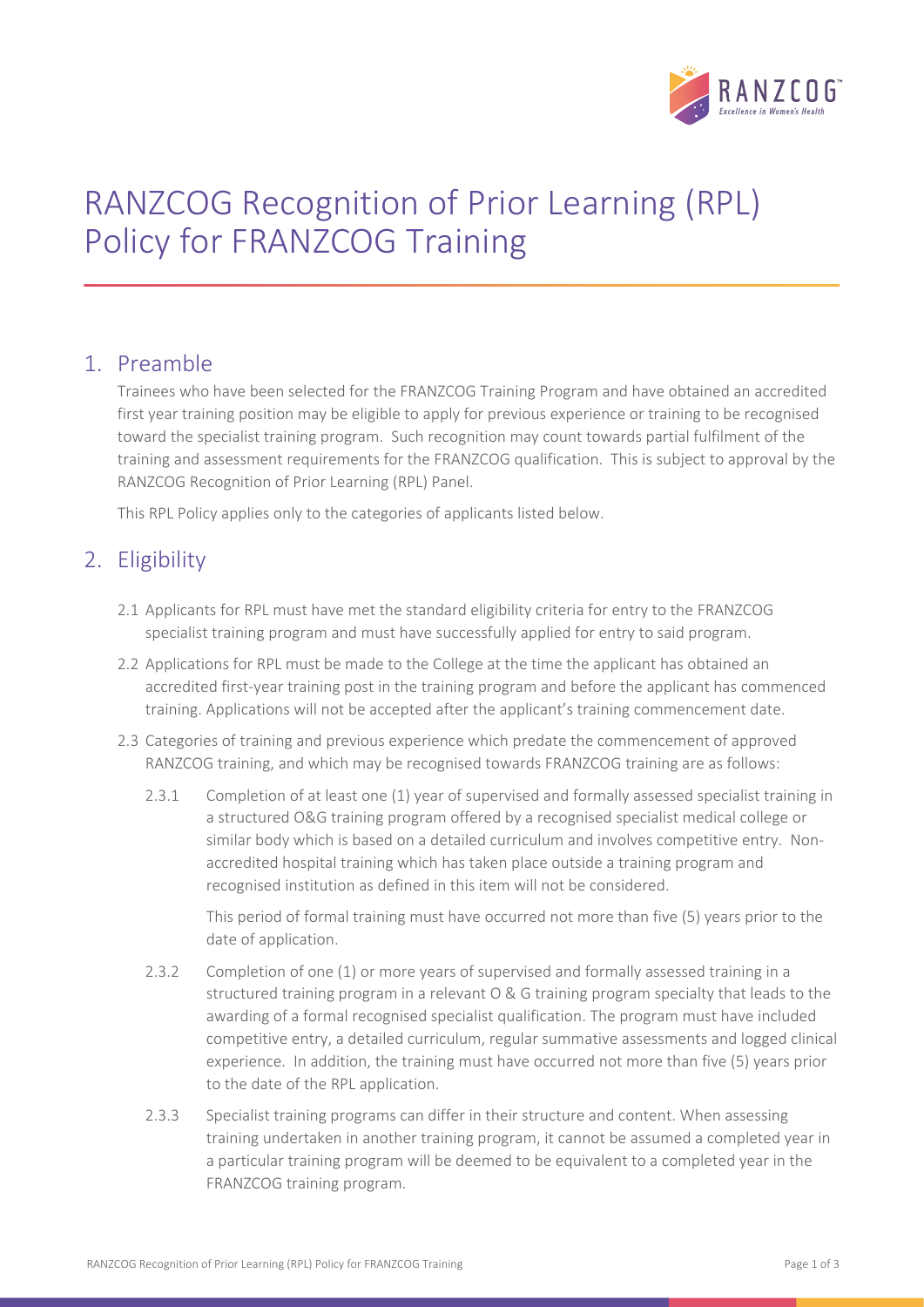# RANZCOG Recognition of Prior Learning (RPL) Policy for FRANZCOG Training

## 1. Preamble

Trainees who have been selected for the FRANZCOG Training Program and have obtained an accredited first year training position may be eligible to apply for previous experience or training to be recognised toward the specialist training program. Such recognition may count towards partial fulfilment of the training and assessment requirements for the FRANZCOG qualification. This is subject to approval by the RANZCOG Recognition of Prior Learning (RPL) Panel.

This RPL Policy applies only to the categories of applicants listed below.

## 2. Eligibility

2.1 Applicants for RPL must have met the standard eligibility criteria for entry to the FRANZCOG specialist training program and must have successfully applied for entry to said program.

2.2 Applications for RPL must be made to the College at the time the applicant has obtained an accredited first-year training post in the training program and before the applicant has commenced training. Applications will not be accepted after the applicant's training commencement date.

2.3 Categories of training and previous experience which predate the commencement of approved RANZCOG training, and which may be recognised towards FRANZCOG training are as follows:

2.3.1 Completion of at least one (1) year of supervised and formally assessed specialist training in a structured O&G training program offered by a recognised specialist medical college or similar body which is based on a detailed curriculum and involves competitive entry. Non-accredited hospital training which has taken place outside a training program and recognised institution as defined in this item will not be considered.

This period of formal training must have occurred not more than five (5) years prior to the date of application.

2.3.2 Completion of one (1) or more years of supervised and formally assessed training in a structured training program in a relevant O & G training program specialty that leads to the awarding of a formal recognised specialist qualification. The program must have included competitive entry, a detailed curriculum, regular summative assessments and logged clinical experience. In addition, the training must have occurred not more than five (5) years prior to the date of the RPL application.

2.3.3 Specialist training programs can differ in their structure and content. When assessing training undertaken in another training program, it cannot be assumed a completed year in a particular training program will be deemed to be equivalent to a completed year in the FRANZCOG training program.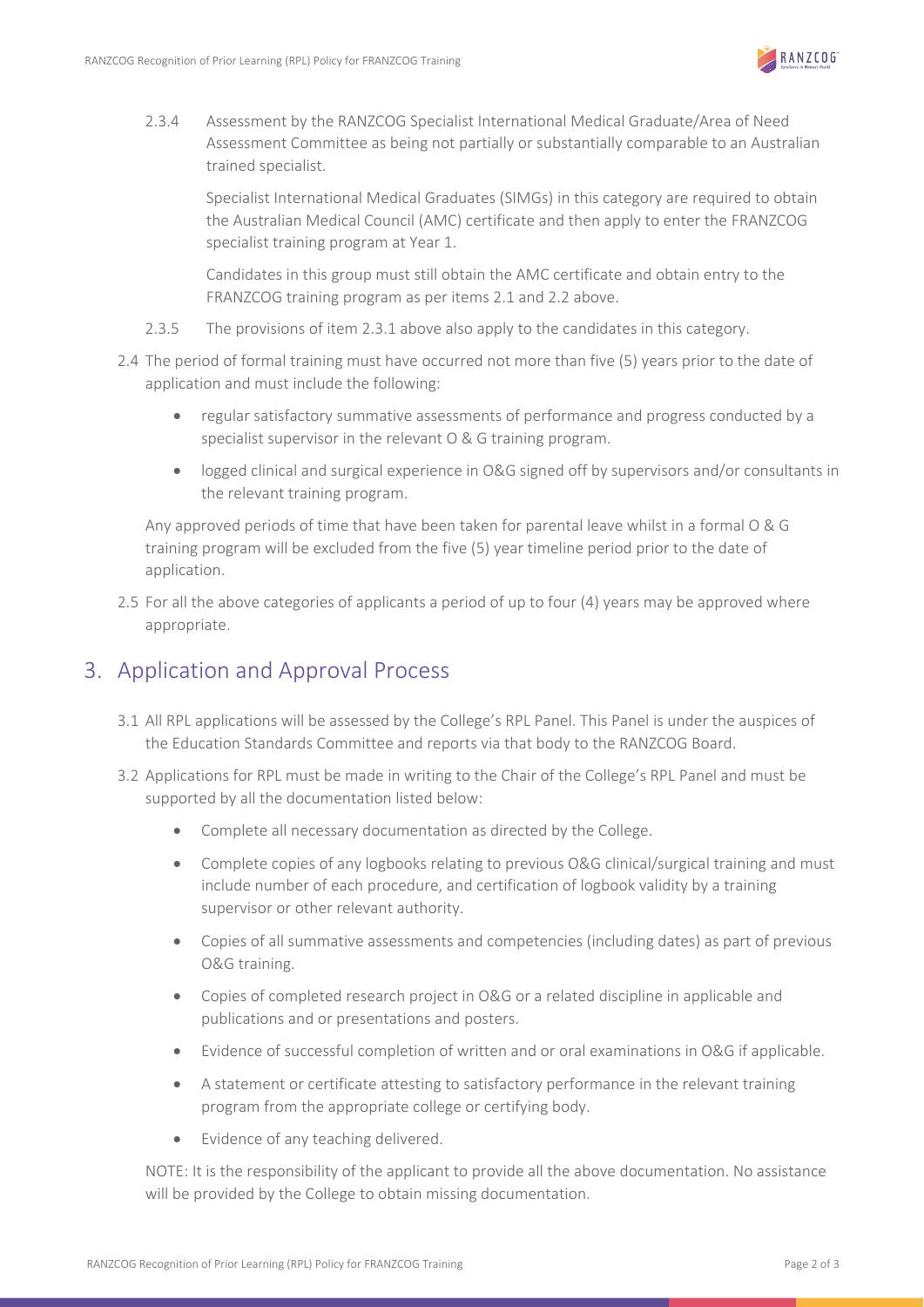2.3.4 Assessment by the RANZCOG Specialist International Medical Graduate/Area of Need Assessment Committee as being not partially or substantially comparable to an Australian trained specialist.

Specialist International Medical Graduates (SIMGs) in this category are required to obtain the Australian Medical Council (AMC) certificate and then apply to enter the FRANZCOG specialist training program at Year 1.

Candidates in this group must still obtain the AMC certificate and obtain entry to the FRANZCOG training program as per items 2.1 and 2.2 above.

2.3.5 The provisions of item 2.3.1 above also apply to the candidates in this category.

2.4 The period of formal training must have occurred not more than five (5) years prior to the date of application and must include the following:

- regular satisfactory summative assessments of performance and progress conducted by a specialist supervisor in the relevant O & G training program.
- logged clinical and surgical experience in O&G signed off by supervisors and/or consultants in the relevant training program.

Any approved periods of time that have been taken for parental leave whilst in a formal O & G training program will be excluded from the five (5) year timeline period prior to the date of application.

2.5 For all the above categories of applicants a period of up to four (4) years may be approved where appropriate.

## 3. Application and Approval Process

3.1 All RPL applications will be assessed by the College's RPL Panel. This Panel is under the auspices of the Education Standards Committee and reports via that body to the RANZCOG Board.

3.2 Applications for RPL must be made in writing to the Chair of the College's RPL Panel and must be supported by all the documentation listed below:

- Complete all necessary documentation as directed by the College.
- Complete copies of any logbooks relating to previous O&G clinical/surgical training and must include number of each procedure, and certification of logbook validity by a training supervisor or other relevant authority.
- Copies of all summative assessments and competencies (including dates) as part of previous O&G training.
- Copies of completed research project in O&G or a related discipline in applicable and publications and or presentations and posters.
- Evidence of successful completion of written and or oral examinations in O&G if applicable.
- A statement or certificate attesting to satisfactory performance in the relevant training program from the appropriate college or certifying body.
- Evidence of any teaching delivered.

NOTE: It is the responsibility of the applicant to provide all the above documentation. No assistance will be provided by the College to obtain missing documentation.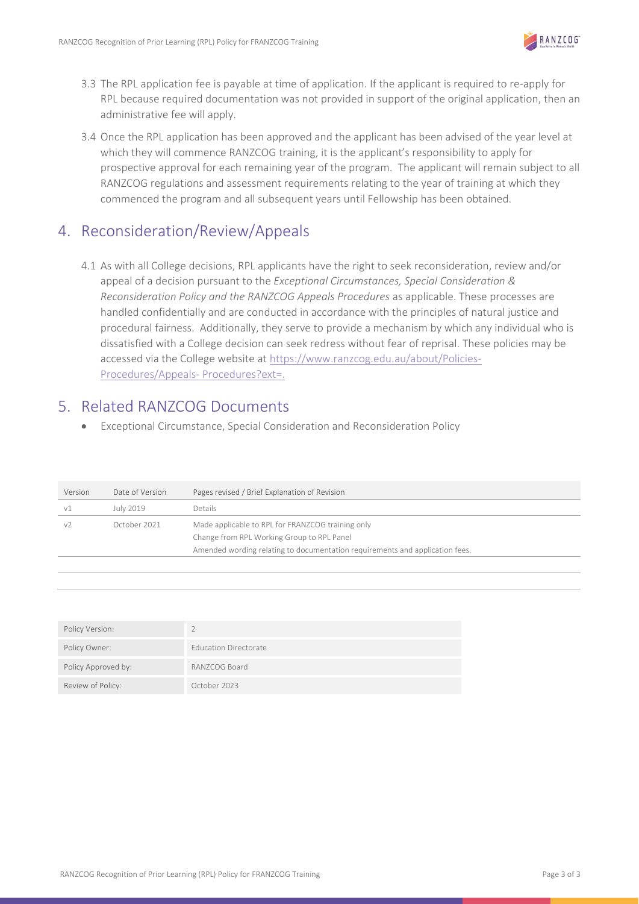3.3 The RPL application fee is payable at time of application. If the applicant is required to re-apply for RPL because required documentation was not provided in support of the original application, then an administrative fee will apply.

3.4 Once the RPL application has been approved and the applicant has been advised of the year level at which they will commence RANZCOG training, it is the applicant's responsibility to apply for prospective approval for each remaining year of the program. The applicant will remain subject to all RANZCOG regulations and assessment requirements relating to the year of training at which they commenced the program and all subsequent years until Fellowship has been obtained.

## 4. Reconsideration/Review/Appeals

4.1 As with all College decisions, RPL applicants have the right to seek reconsideration, review and/or appeal of a decision pursuant to the *Exceptional Circumstances, Special Consideration & Reconsideration Policy and the RANZCOG Appeals Procedures* as applicable. These processes are handled confidentially and are conducted in accordance with the principles of natural justice and procedural fairness. Additionally, they serve to provide a mechanism by which any individual who is dissatisfied with a College decision can seek redress without fear of reprisal. These policies may be accessed via the College website at https://www.ranzcog.edu.au/about/Policies-Procedures/Appeals- Procedures?ext=.

## 5. Related RANZCOG Documents

- Exceptional Circumstance, Special Consideration and Reconsideration Policy

| Version | Date of Version | Pages revised / Brief Explanation of Revision |
|---|---|---|
| v1 | July 2019 | Details |
| v2 | October 2021 | Made applicable to RPL for FRANZCOG training only<br>Change from RPL Working Group to RPL Panel<br>Amended wording relating to documentation requirements and application fees. |

| | |
|---|---|
| Policy Version: | 2 |
| Policy Owner: | Education Directorate |
| Policy Approved by: | RANZCOG Board |
| Review of Policy: | October 2023 |